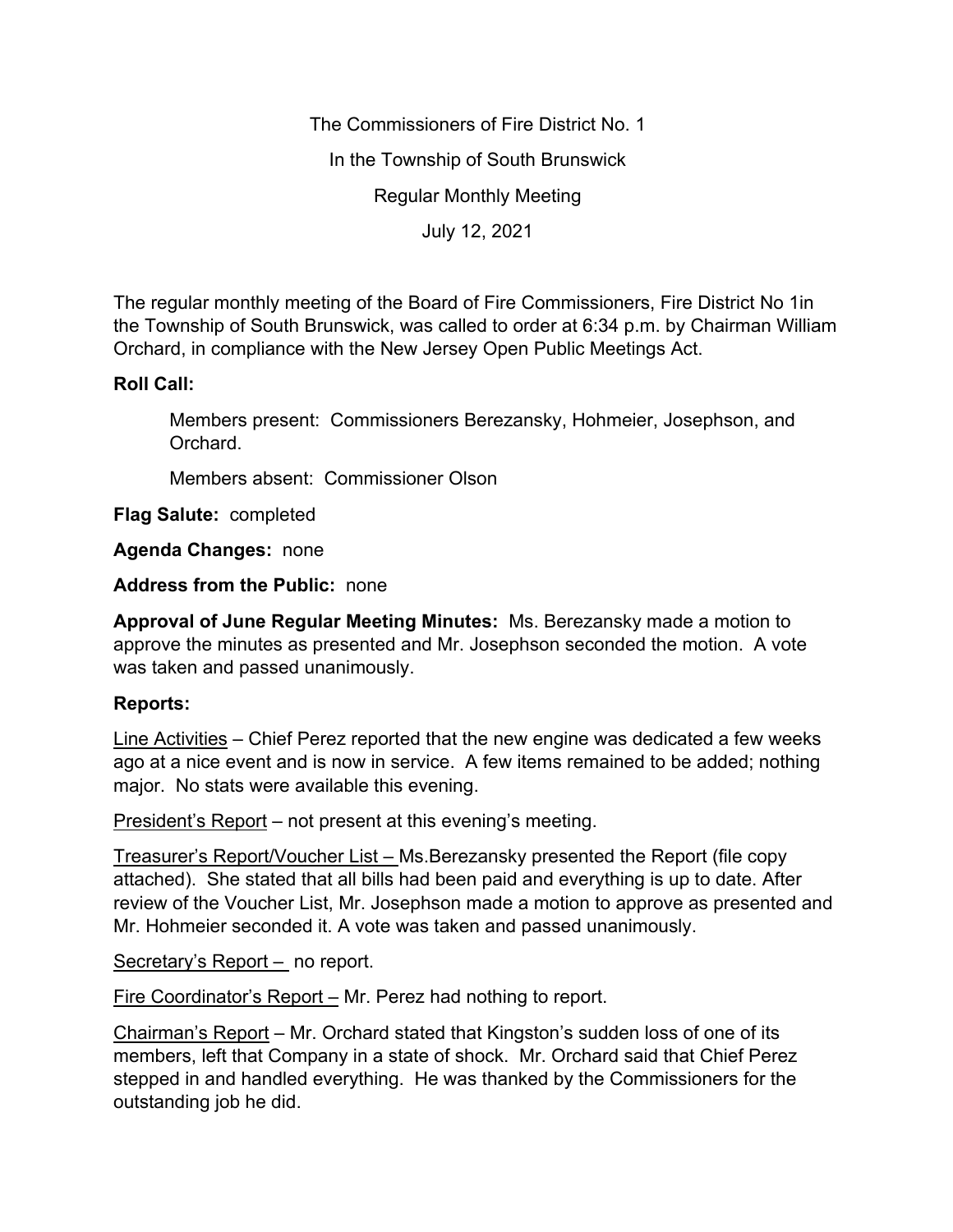The Commissioners of Fire District No. 1

In the Township of South Brunswick

Regular Monthly Meeting

July 12, 2021

The regular monthly meeting of the Board of Fire Commissioners, Fire District No 1in the Township of South Brunswick, was called to order at 6:34 p.m. by Chairman William Orchard, in compliance with the New Jersey Open Public Meetings Act.

**Roll Call:**

Members present: Commissioners Berezansky, Hohmeier, Josephson, and Orchard.

Members absent: Commissioner Olson

**Flag Salute:** completed

**Agenda Changes:** none

**Address from the Public:** none

**Approval of June Regular Meeting Minutes:** Ms. Berezansky made a motion to approve the minutes as presented and Mr. Josephson seconded the motion. A vote was taken and passed unanimously.

**Reports:**

Line Activities – Chief Perez reported that the new engine was dedicated a few weeks ago at a nice event and is now in service. A few items remained to be added; nothing major. No stats were available this evening.

President's Report – not present at this evening's meeting.

Treasurer's Report/Voucher List – Ms.Berezansky presented the Report (file copy attached). She stated that all bills had been paid and everything is up to date. After review of the Voucher List, Mr. Josephson made a motion to approve as presented and Mr. Hohmeier seconded it. A vote was taken and passed unanimously.

Secretary's Report – no report.

Fire Coordinator's Report – Mr. Perez had nothing to report.

Chairman's Report – Mr. Orchard stated that Kingston's sudden loss of one of its members, left that Company in a state of shock. Mr. Orchard said that Chief Perez stepped in and handled everything. He was thanked by the Commissioners for the outstanding job he did.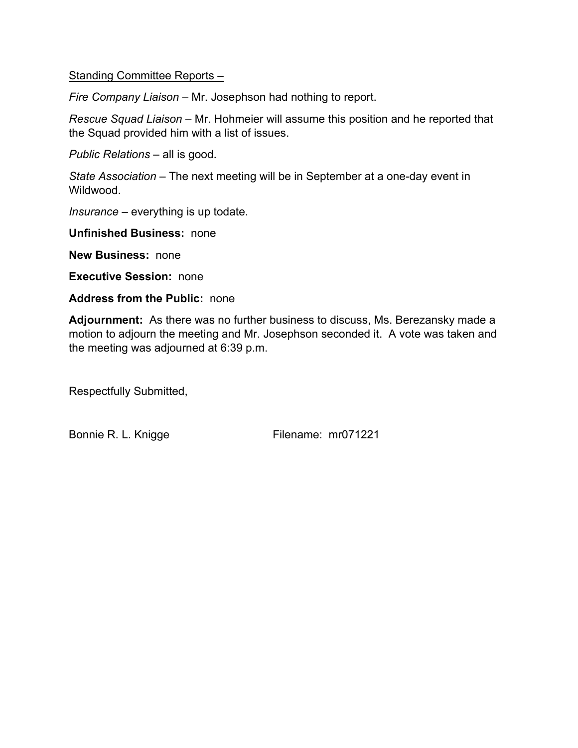<u>Standing Committee Reports –</u>

*Fire Company Liaison* – Mr. Josephson had nothing to report.

*Rescue Squad Liaison* – Mr. Hohmeier will assume this position and he reported that the Squad provided him with a list of issues.

*Public Relations* – all is good.

*State Association* – The next meeting will be in September at a one-day event in Wildwood.

*Insurance* – everything is up todate.

**Unfinished Business:** none

**New Business:** none

**Executive Session:** none

**Address from the Public:** none

**Adjournment:** As there was no further business to discuss, Ms. Berezansky made a motion to adjourn the meeting and Mr. Josephson seconded it. A vote was taken and the meeting was adjourned at 6:39 p.m.

Respectfully Submitted,

Bonnie R. L. Knigge Filename: mr071221